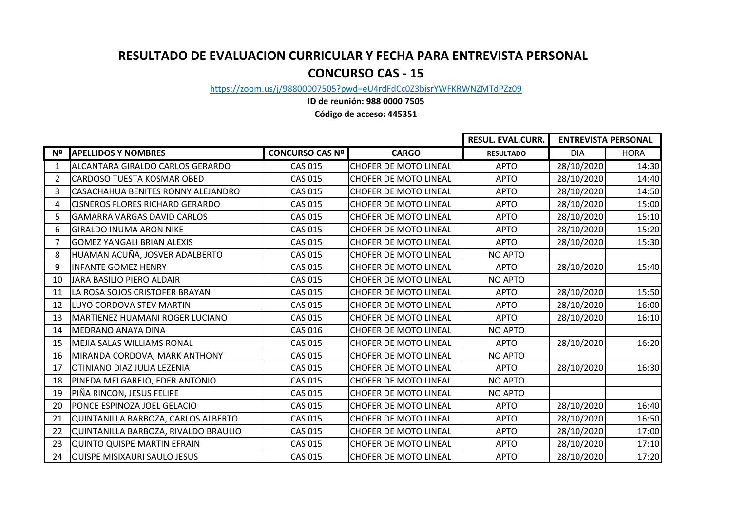# RESULTADO DE EVALUACION CURRICULAR Y FECHA PARA ENTREVISTA PERSONAL

## CONCURSO CAS - 15

https://zoom.us/j/98800007505?pwd=eU4rdFdCc0Z3bisrYWFKRWNZMTdPZz09

**ID de reunión: 988 0000 7505**

**Código de acceso: 445351**

| | | | | RESUL. EVAL.CURR. | ENTREVISTA PERSONAL | |
|---|---|---|---|---|---|---|
| Nº | APELLIDOS Y NOMBRES | CONCURSO CAS Nº | CARGO | RESULTADO | DIA | HORA |
| 1 | ALCANTARA GIRALDO CARLOS GERARDO | CAS 015 | CHOFER DE MOTO LINEAL | APTO | 28/10/2020 | 14:30 |
| 2 | CARDOSO TUESTA KOSMAR OBED | CAS 015 | CHOFER DE MOTO LINEAL | APTO | 28/10/2020 | 14:40 |
| 3 | CASACHAHUA BENITES RONNY ALEJANDRO | CAS 015 | CHOFER DE MOTO LINEAL | APTO | 28/10/2020 | 14:50 |
| 4 | CISNEROS FLORES RICHARD GERARDO | CAS 015 | CHOFER DE MOTO LINEAL | APTO | 28/10/2020 | 15:00 |
| 5 | GAMARRA VARGAS DAVID CARLOS | CAS 015 | CHOFER DE MOTO LINEAL | APTO | 28/10/2020 | 15:10 |
| 6 | GIRALDO INUMA ARON NIKE | CAS 015 | CHOFER DE MOTO LINEAL | APTO | 28/10/2020 | 15:20 |
| 7 | GOMEZ YANGALI BRIAN ALEXIS | CAS 015 | CHOFER DE MOTO LINEAL | APTO | 28/10/2020 | 15:30 |
| 8 | HUAMAN ACUÑA, JOSVER ADALBERTO | CAS 015 | CHOFER DE MOTO LINEAL | NO APTO | | |
| 9 | INFANTE GOMEZ HENRY | CAS 015 | CHOFER DE MOTO LINEAL | APTO | 28/10/2020 | 15:40 |
| 10 | JARA BASILIO PIERO ALDAIR | CAS 015 | CHOFER DE MOTO LINEAL | NO APTO | | |
| 11 | LA ROSA SOJOS CRISTOFER BRAYAN | CAS 015 | CHOFER DE MOTO LINEAL | APTO | 28/10/2020 | 15:50 |
| 12 | LUYO CORDOVA STEV MARTIN | CAS 015 | CHOFER DE MOTO LINEAL | APTO | 28/10/2020 | 16:00 |
| 13 | MARTIENEZ HUAMANI ROGER LUCIANO | CAS 015 | CHOFER DE MOTO LINEAL | APTO | 28/10/2020 | 16:10 |
| 14 | MEDRANO ANAYA DINA | CAS 016 | CHOFER DE MOTO LINEAL | NO APTO | | |
| 15 | MEJIA SALAS WILLIAMS RONAL | CAS 015 | CHOFER DE MOTO LINEAL | APTO | 28/10/2020 | 16:20 |
| 16 | MIRANDA CORDOVA, MARK ANTHONY | CAS 015 | CHOFER DE MOTO LINEAL | NO APTO | | |
| 17 | OTINIANO DIAZ JULIA LEZENIA | CAS 015 | CHOFER DE MOTO LINEAL | APTO | 28/10/2020 | 16:30 |
| 18 | PINEDA MELGAREJO, EDER ANTONIO | CAS 015 | CHOFER DE MOTO LINEAL | NO APTO | | |
| 19 | PIÑA RINCON, JESUS FELIPE | CAS 015 | CHOFER DE MOTO LINEAL | NO APTO | | |
| 20 | PONCE ESPINOZA JOEL GELACIO | CAS 015 | CHOFER DE MOTO LINEAL | APTO | 28/10/2020 | 16:40 |
| 21 | QUINTANILLA BARBOZA, CARLOS ALBERTO | CAS 015 | CHOFER DE MOTO LINEAL | APTO | 28/10/2020 | 16:50 |
| 22 | QUINTANILLA BARBOZA, RIVALDO BRAULIO | CAS 015 | CHOFER DE MOTO LINEAL | APTO | 28/10/2020 | 17:00 |
| 23 | QUINTO QUISPE MARTIN EFRAIN | CAS 015 | CHOFER DE MOTO LINEAL | APTO | 28/10/2020 | 17:10 |
| 24 | QUISPE MISIXAURI SAULO JESUS | CAS 015 | CHOFER DE MOTO LINEAL | APTO | 28/10/2020 | 17:20 |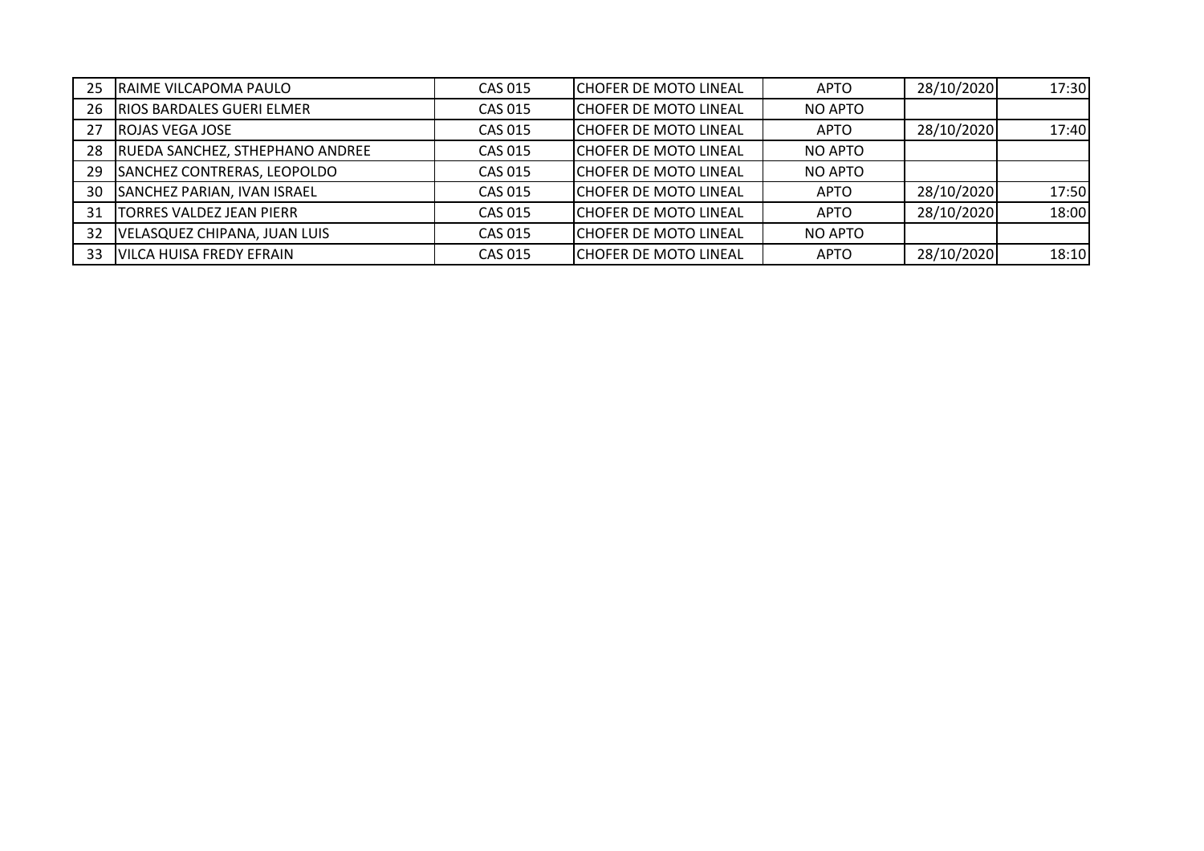| | | | | | | |
|---|---|---|---|---|---|---|
| 25 | RAIME VILCAPOMA PAULO | CAS 015 | CHOFER DE MOTO LINEAL | APTO | 28/10/2020 | 17:30 |
| 26 | RIOS BARDALES GUERI ELMER | CAS 015 | CHOFER DE MOTO LINEAL | NO APTO | | |
| 27 | ROJAS VEGA JOSE | CAS 015 | CHOFER DE MOTO LINEAL | APTO | 28/10/2020 | 17:40 |
| 28 | RUEDA SANCHEZ, STHEPHANO ANDREE | CAS 015 | CHOFER DE MOTO LINEAL | NO APTO | | |
| 29 | SANCHEZ CONTRERAS, LEOPOLDO | CAS 015 | CHOFER DE MOTO LINEAL | NO APTO | | |
| 30 | SANCHEZ PARIAN, IVAN ISRAEL | CAS 015 | CHOFER DE MOTO LINEAL | APTO | 28/10/2020 | 17:50 |
| 31 | TORRES VALDEZ JEAN PIERR | CAS 015 | CHOFER DE MOTO LINEAL | APTO | 28/10/2020 | 18:00 |
| 32 | VELASQUEZ CHIPANA, JUAN LUIS | CAS 015 | CHOFER DE MOTO LINEAL | NO APTO | | |
| 33 | VILCA HUISA FREDY EFRAIN | CAS 015 | CHOFER DE MOTO LINEAL | APTO | 28/10/2020 | 18:10 |